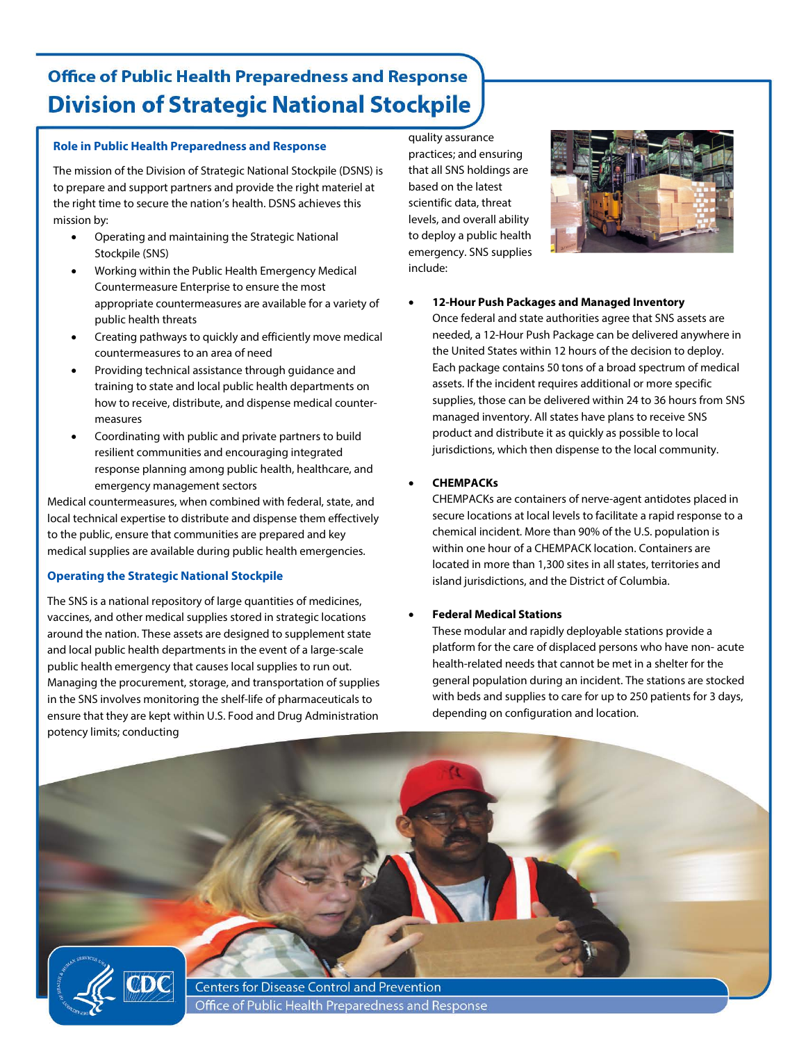# Office of Public Health Preparedness and Response

# Division of Strategic National Stockpile

## Role in Public Health Preparedness and Response

The mission of the Division of Strategic National Stockpile (DSNS) is to prepare and support partners and provide the right materiel at the right time to secure the nation's health. DSNS achieves this mission by:

- Operating and maintaining the Strategic National Stockpile (SNS)
- Working within the Public Health Emergency Medical Countermeasure Enterprise to ensure the most appropriate countermeasures are available for a variety of public health threats
- Creating pathways to quickly and efficiently move medical countermeasures to an area of need
- Providing technical assistance through guidance and training to state and local public health departments on how to receive, distribute, and dispense medical counter-measures
- Coordinating with public and private partners to build resilient communities and encouraging integrated response planning among public health, healthcare, and emergency management sectors

Medical countermeasures, when combined with federal, state, and local technical expertise to distribute and dispense them effectively to the public, ensure that communities are prepared and key medical supplies are available during public health emergencies.

## Operating the Strategic National Stockpile

The SNS is a national repository of large quantities of medicines, vaccines, and other medical supplies stored in strategic locations around the nation. These assets are designed to supplement state and local public health departments in the event of a large-scale public health emergency that causes local supplies to run out. Managing the procurement, storage, and transportation of supplies in the SNS involves monitoring the shelf-life of pharmaceuticals to ensure that they are kept within U.S. Food and Drug Administration potency limits; conducting quality assurance practices; and ensuring that all SNS holdings are based on the latest scientific data, threat levels, and overall ability to deploy a public health emergency. SNS supplies include:

- **12-Hour Push Packages and Managed Inventory**
  Once federal and state authorities agree that SNS assets are needed, a 12-Hour Push Package can be delivered anywhere in the United States within 12 hours of the decision to deploy. Each package contains 50 tons of a broad spectrum of medical assets. If the incident requires additional or more specific supplies, those can be delivered within 24 to 36 hours from SNS managed inventory. All states have plans to receive SNS product and distribute it as quickly as possible to local jurisdictions, which then dispense to the local community.

- **CHEMPACKs**
  CHEMPACKs are containers of nerve-agent antidotes placed in secure locations at local levels to facilitate a rapid response to a chemical incident. More than 90% of the U.S. population is within one hour of a CHEMPACK location. Containers are located in more than 1,300 sites in all states, territories and island jurisdictions, and the District of Columbia.

- **Federal Medical Stations**
  These modular and rapidly deployable stations provide a platform for the care of displaced persons who have non- acute health-related needs that cannot be met in a shelter for the general population during an incident. The stations are stocked with beds and supplies to care for up to 250 patients for 3 days, depending on configuration and location.

Centers for Disease Control and Prevention
Office of Public Health Preparedness and Response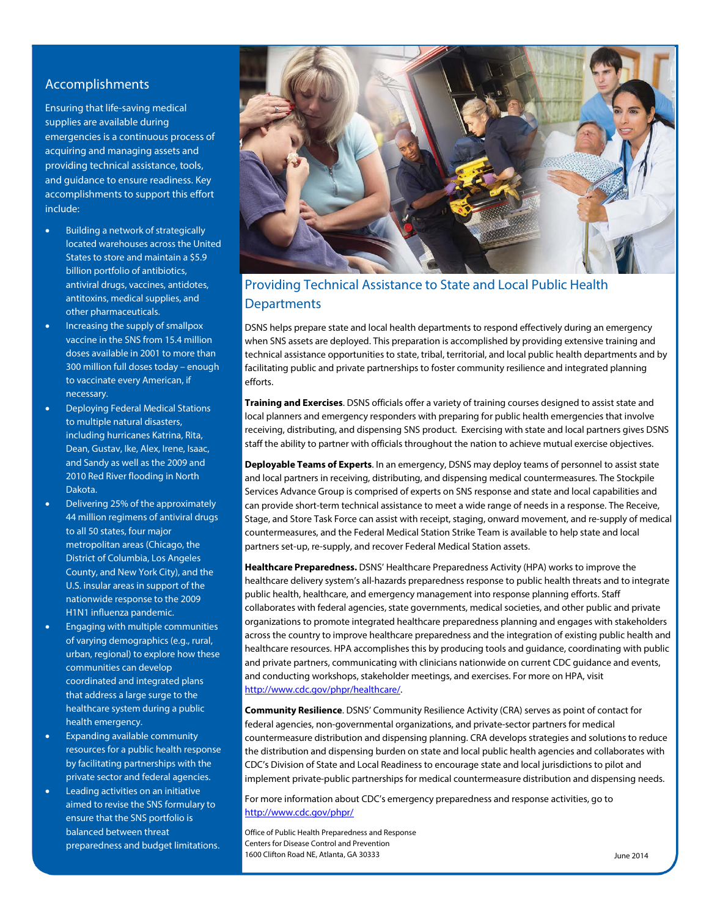## Accomplishments

Ensuring that life-saving medical supplies are available during emergencies is a continuous process of acquiring and managing assets and providing technical assistance, tools, and guidance to ensure readiness. Key accomplishments to support this effort include:

- Building a network of strategically located warehouses across the United States to store and maintain a $5.9 billion portfolio of antibiotics, antiviral drugs, vaccines, antidotes, antitoxins, medical supplies, and other pharmaceuticals.
- Increasing the supply of smallpox vaccine in the SNS from 15.4 million doses available in 2001 to more than 300 million full doses today – enough to vaccinate every American, if necessary.
- Deploying Federal Medical Stations to multiple natural disasters, including hurricanes Katrina, Rita, Dean, Gustav, Ike, Alex, Irene, Isaac, and Sandy as well as the 2009 and 2010 Red River flooding in North Dakota.
- Delivering 25% of the approximately 44 million regimens of antiviral drugs to all 50 states, four major metropolitan areas (Chicago, the District of Columbia, Los Angeles County, and New York City), and the U.S. insular areas in support of the nationwide response to the 2009 H1N1 influenza pandemic.
- Engaging with multiple communities of varying demographics (e.g., rural, urban, regional) to explore how these communities can develop coordinated and integrated plans that address a large surge to the healthcare system during a public health emergency.
- Expanding available community resources for a public health response by facilitating partnerships with the private sector and federal agencies.
- Leading activities on an initiative aimed to revise the SNS formulary to ensure that the SNS portfolio is balanced between threat preparedness and budget limitations.

## Providing Technical Assistance to State and Local Public Health Departments

DSNS helps prepare state and local health departments to respond effectively during an emergency when SNS assets are deployed. This preparation is accomplished by providing extensive training and technical assistance opportunities to state, tribal, territorial, and local public health departments and by facilitating public and private partnerships to foster community resilience and integrated planning efforts.

**Training and Exercises**. DSNS officials offer a variety of training courses designed to assist state and local planners and emergency responders with preparing for public health emergencies that involve receiving, distributing, and dispensing SNS product. Exercising with state and local partners gives DSNS staff the ability to partner with officials throughout the nation to achieve mutual exercise objectives.

**Deployable Teams of Experts**. In an emergency, DSNS may deploy teams of personnel to assist state and local partners in receiving, distributing, and dispensing medical countermeasures. The Stockpile Services Advance Group is comprised of experts on SNS response and state and local capabilities and can provide short-term technical assistance to meet a wide range of needs in a response. The Receive, Stage, and Store Task Force can assist with receipt, staging, onward movement, and re-supply of medical countermeasures, and the Federal Medical Station Strike Team is available to help state and local partners set-up, re-supply, and recover Federal Medical Station assets.

**Healthcare Preparedness.** DSNS' Healthcare Preparedness Activity (HPA) works to improve the healthcare delivery system's all-hazards preparedness response to public health threats and to integrate public health, healthcare, and emergency management into response planning efforts. Staff collaborates with federal agencies, state governments, medical societies, and other public and private organizations to promote integrated healthcare preparedness planning and engages with stakeholders across the country to improve healthcare preparedness and the integration of existing public health and healthcare resources. HPA accomplishes this by producing tools and guidance, coordinating with public and private partners, communicating with clinicians nationwide on current CDC guidance and events, and conducting workshops, stakeholder meetings, and exercises. For more on HPA, visit http://www.cdc.gov/phpr/healthcare/.

**Community Resilience**. DSNS' Community Resilience Activity (CRA) serves as point of contact for federal agencies, non-governmental organizations, and private-sector partners for medical countermeasure distribution and dispensing planning. CRA develops strategies and solutions to reduce the distribution and dispensing burden on state and local public health agencies and collaborates with CDC's Division of State and Local Readiness to encourage state and local jurisdictions to pilot and implement private-public partnerships for medical countermeasure distribution and dispensing needs.

For more information about CDC's emergency preparedness and response activities, go to http://www.cdc.gov/phpr/

Office of Public Health Preparedness and Response
Centers for Disease Control and Prevention
1600 Clifton Road NE, Atlanta, GA 30333

June 2014